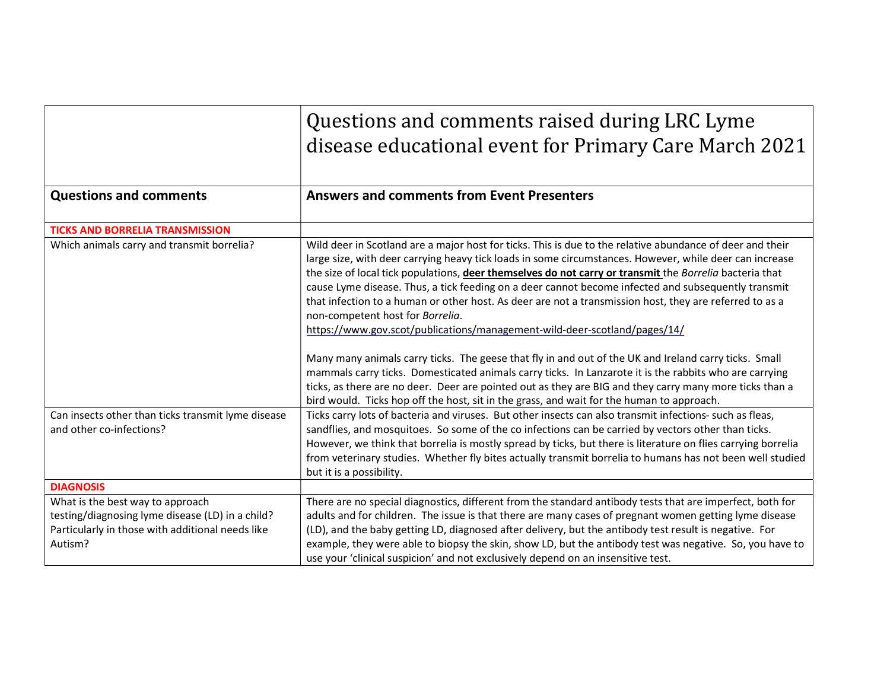| | Questions and comments raised during LRC Lyme disease educational event for Primary Care March 2021 |
|---|---|
| **Questions and comments** | **Answers and comments from Event Presenters** |
| **TICKS AND BORRELIA TRANSMISSION** | |
| Which animals carry and transmit borrelia? | Wild deer in Scotland are a major host for ticks. This is due to the relative abundance of deer and their large size, with deer carrying heavy tick loads in some circumstances. However, while deer can increase the size of local tick populations, **deer themselves do not carry or transmit** the *Borrelia* bacteria that cause Lyme disease. Thus, a tick feeding on a deer cannot become infected and subsequently transmit that infection to a human or other host. As deer are not a transmission host, they are referred to as a non-competent host for *Borrelia*.<br>https://www.gov.scot/publications/management-wild-deer-scotland/pages/14/<br><br>Many many animals carry ticks. The geese that fly in and out of the UK and Ireland carry ticks. Small mammals carry ticks. Domesticated animals carry ticks. In Lanzarote it is the rabbits who are carrying ticks, as there are no deer. Deer are pointed out as they are BIG and they carry many more ticks than a bird would. Ticks hop off the host, sit in the grass, and wait for the human to approach. |
| Can insects other than ticks transmit lyme disease and other co-infections? | Ticks carry lots of bacteria and viruses. But other insects can also transmit infections- such as fleas, sandflies, and mosquitoes. So some of the co infections can be carried by vectors other than ticks. However, we think that borrelia is mostly spread by ticks, but there is literature on flies carrying borrelia from veterinary studies. Whether fly bites actually transmit borrelia to humans has not been well studied but it is a possibility. |
| **DIAGNOSIS** | |
| What is the best way to approach testing/diagnosing lyme disease (LD) in a child? Particularly in those with additional needs like Autism? | There are no special diagnostics, different from the standard antibody tests that are imperfect, both for adults and for children. The issue is that there are many cases of pregnant women getting lyme disease (LD), and the baby getting LD, diagnosed after delivery, but the antibody test result is negative. For example, they were able to biopsy the skin, show LD, but the antibody test was negative. So, you have to use your 'clinical suspicion' and not exclusively depend on an insensitive test. |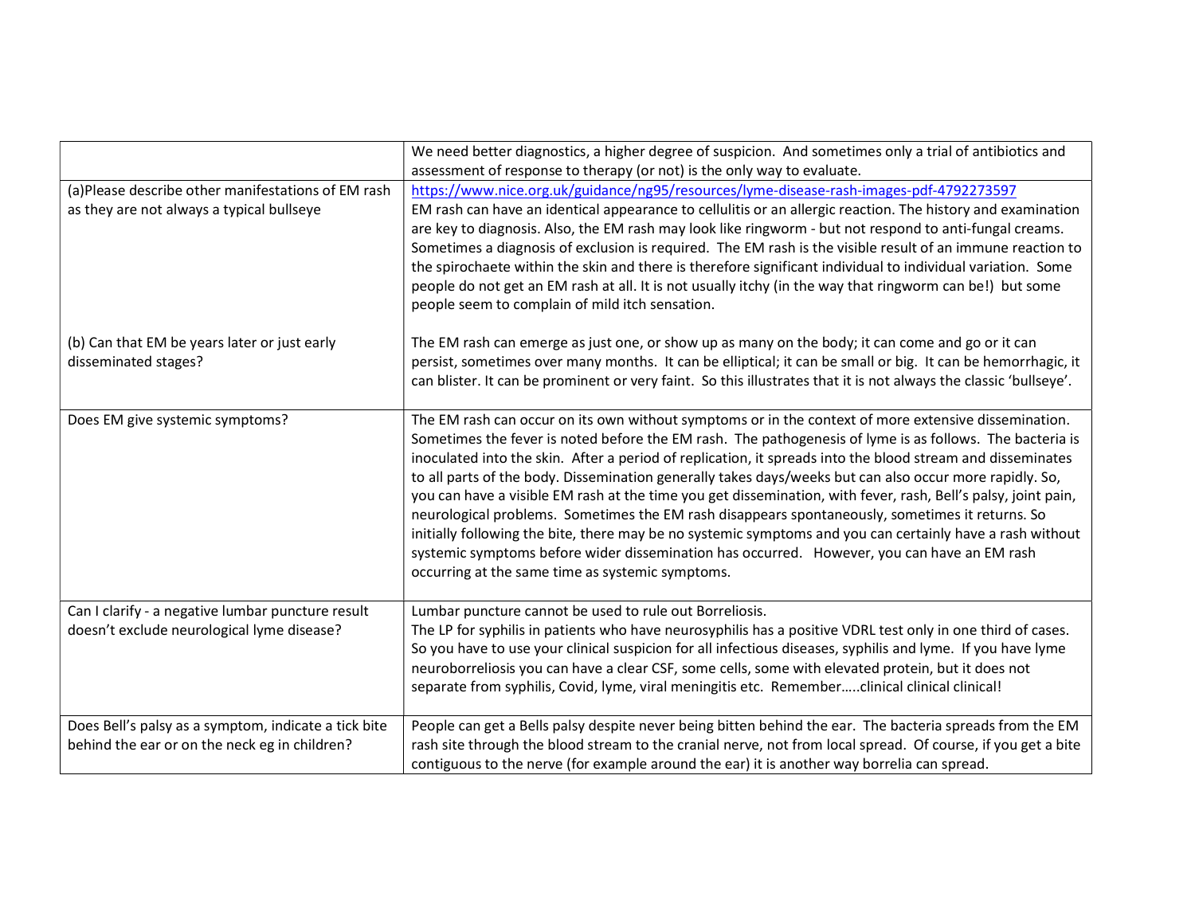| | |
|---|---|
| | We need better diagnostics, a higher degree of suspicion. And sometimes only a trial of antibiotics and assessment of response to therapy (or not) is the only way to evaluate. |
| (a)Please describe other manifestations of EM rash as they are not always a typical bullseye<br><br>(b) Can that EM be years later or just early disseminated stages? | https://www.nice.org.uk/guidance/ng95/resources/lyme-disease-rash-images-pdf-4792273597<br>EM rash can have an identical appearance to cellulitis or an allergic reaction. The history and examination are key to diagnosis. Also, the EM rash may look like ringworm - but not respond to anti-fungal creams. Sometimes a diagnosis of exclusion is required. The EM rash is the visible result of an immune reaction to the spirochaete within the skin and there is therefore significant individual to individual variation. Some people do not get an EM rash at all. It is not usually itchy (in the way that ringworm can be!) but some people seem to complain of mild itch sensation.<br><br>The EM rash can emerge as just one, or show up as many on the body; it can come and go or it can persist, sometimes over many months. It can be elliptical; it can be small or big. It can be hemorrhagic, it can blister. It can be prominent or very faint. So this illustrates that it is not always the classic 'bullseye'. |
| Does EM give systemic symptoms? | The EM rash can occur on its own without symptoms or in the context of more extensive dissemination. Sometimes the fever is noted before the EM rash. The pathogenesis of lyme is as follows. The bacteria is inoculated into the skin. After a period of replication, it spreads into the blood stream and disseminates to all parts of the body. Dissemination generally takes days/weeks but can also occur more rapidly. So, you can have a visible EM rash at the time you get dissemination, with fever, rash, Bell's palsy, joint pain, neurological problems. Sometimes the EM rash disappears spontaneously, sometimes it returns. So initially following the bite, there may be no systemic symptoms and you can certainly have a rash without systemic symptoms before wider dissemination has occurred. However, you can have an EM rash occurring at the same time as systemic symptoms. |
| Can I clarify - a negative lumbar puncture result doesn't exclude neurological lyme disease? | Lumbar puncture cannot be used to rule out Borreliosis.<br>The LP for syphilis in patients who have neurosyphilis has a positive VDRL test only in one third of cases. So you have to use your clinical suspicion for all infectious diseases, syphilis and lyme. If you have lyme neuroborreliosis you can have a clear CSF, some cells, some with elevated protein, but it does not separate from syphilis, Covid, lyme, viral meningitis etc. Remember…..clinical clinical clinical! |
| Does Bell's palsy as a symptom, indicate a tick bite behind the ear or on the neck eg in children? | People can get a Bells palsy despite never being bitten behind the ear. The bacteria spreads from the EM rash site through the blood stream to the cranial nerve, not from local spread. Of course, if you get a bite contiguous to the nerve (for example around the ear) it is another way borrelia can spread. |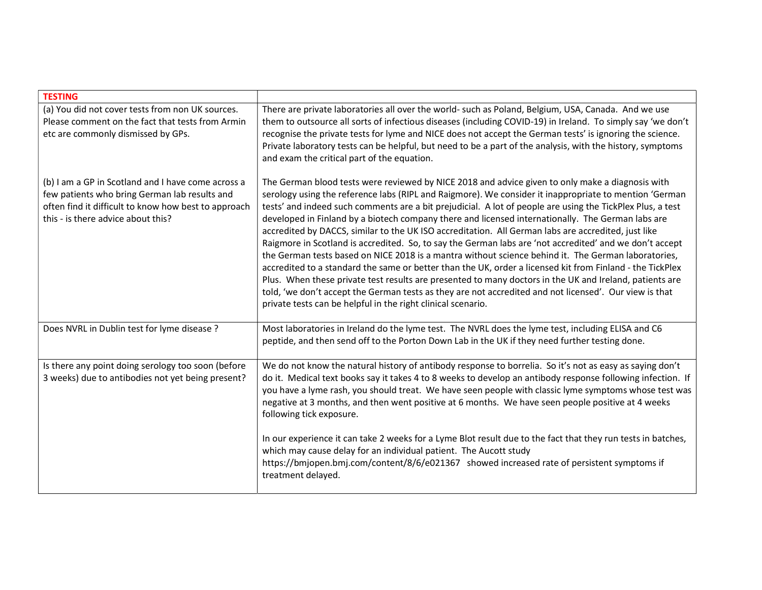| **TESTING** | |
|---|---|
| (a) You did not cover tests from non UK sources. Please comment on the fact that tests from Armin etc are commonly dismissed by GPs. | There are private laboratories all over the world- such as Poland, Belgium, USA, Canada. And we use them to outsource all sorts of infectious diseases (including COVID-19) in Ireland. To simply say 'we don't recognise the private tests for lyme and NICE does not accept the German tests' is ignoring the science. Private laboratory tests can be helpful, but need to be a part of the analysis, with the history, symptoms and exam the critical part of the equation. |
| (b) I am a GP in Scotland and I have come across a few patients who bring German lab results and often find it difficult to know how best to approach this - is there advice about this? | The German blood tests were reviewed by NICE 2018 and advice given to only make a diagnosis with serology using the reference labs (RIPL and Raigmore). We consider it inappropriate to mention 'German tests' and indeed such comments are a bit prejudicial. A lot of people are using the TickPlex Plus, a test developed in Finland by a biotech company there and licensed internationally. The German labs are accredited by DACCS, similar to the UK ISO accreditation. All German labs are accredited, just like Raigmore in Scotland is accredited. So, to say the German labs are 'not accredited' and we don't accept the German tests based on NICE 2018 is a mantra without science behind it. The German laboratories, accredited to a standard the same or better than the UK, order a licensed kit from Finland - the TickPlex Plus. When these private test results are presented to many doctors in the UK and Ireland, patients are told, 'we don't accept the German tests as they are not accredited and not licensed'. Our view is that private tests can be helpful in the right clinical scenario. |
| Does NVRL in Dublin test for lyme disease ? | Most laboratories in Ireland do the lyme test. The NVRL does the lyme test, including ELISA and C6 peptide, and then send off to the Porton Down Lab in the UK if they need further testing done. |
| Is there any point doing serology too soon (before 3 weeks) due to antibodies not yet being present? | We do not know the natural history of antibody response to borrelia. So it's not as easy as saying don't do it. Medical text books say it takes 4 to 8 weeks to develop an antibody response following infection. If you have a lyme rash, you should treat. We have seen people with classic lyme symptoms whose test was negative at 3 months, and then went positive at 6 months. We have seen people positive at 4 weeks following tick exposure.<br><br>In our experience it can take 2 weeks for a Lyme Blot result due to the fact that they run tests in batches, which may cause delay for an individual patient. The Aucott study https://bmjopen.bmj.com/content/8/6/e021367 showed increased rate of persistent symptoms if treatment delayed. |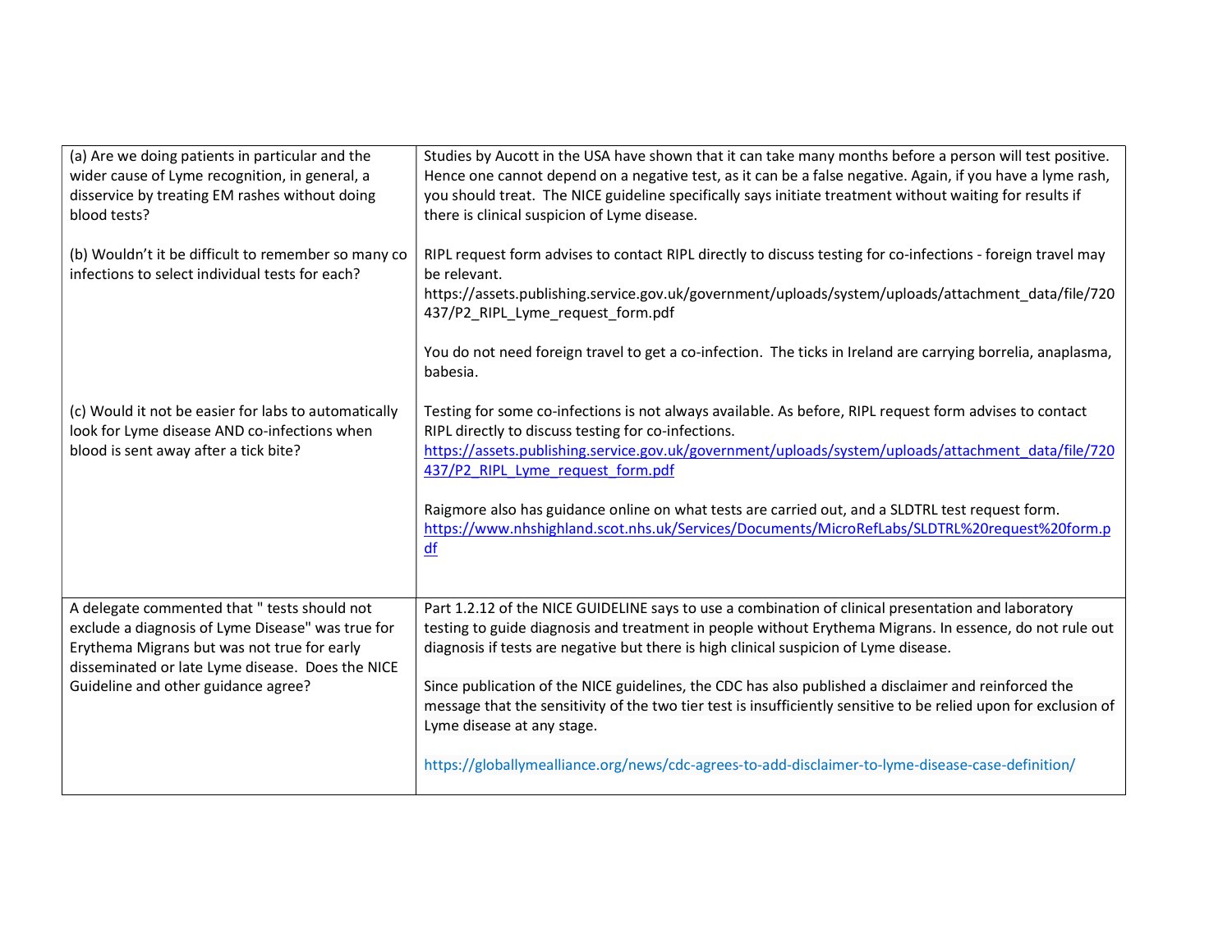| | |
|---|---|
| (a) Are we doing patients in particular and the wider cause of Lyme recognition, in general, a disservice by treating EM rashes without doing blood tests? | Studies by Aucott in the USA have shown that it can take many months before a person will test positive. Hence one cannot depend on a negative test, as it can be a false negative. Again, if you have a lyme rash, you should treat. The NICE guideline specifically says initiate treatment without waiting for results if there is clinical suspicion of Lyme disease. |
| (b) Wouldn't it be difficult to remember so many co infections to select individual tests for each? | RIPL request form advises to contact RIPL directly to discuss testing for co-infections - foreign travel may be relevant. https://assets.publishing.service.gov.uk/government/uploads/system/uploads/attachment_data/file/720437/P2_RIPL_Lyme_request_form.pdf<br><br>You do not need foreign travel to get a co-infection. The ticks in Ireland are carrying borrelia, anaplasma, babesia. |
| (c) Would it not be easier for labs to automatically look for Lyme disease AND co-infections when blood is sent away after a tick bite? | Testing for some co-infections is not always available. As before, RIPL request form advises to contact RIPL directly to discuss testing for co-infections. https://assets.publishing.service.gov.uk/government/uploads/system/uploads/attachment_data/file/720437/P2_RIPL_Lyme_request_form.pdf<br><br>Raigmore also has guidance online on what tests are carried out, and a SLDTRL test request form. https://www.nhshighland.scot.nhs.uk/Services/Documents/MicroRefLabs/SLDTRL%20request%20form.pdf |
| A delegate commented that " tests should not exclude a diagnosis of Lyme Disease" was true for Erythema Migrans but was not true for early disseminated or late Lyme disease. Does the NICE Guideline and other guidance agree? | Part 1.2.12 of the NICE GUIDELINE says to use a combination of clinical presentation and laboratory testing to guide diagnosis and treatment in people without Erythema Migrans. In essence, do not rule out diagnosis if tests are negative but there is high clinical suspicion of Lyme disease.<br><br>Since publication of the NICE guidelines, the CDC has also published a disclaimer and reinforced the message that the sensitivity of the two tier test is insufficiently sensitive to be relied upon for exclusion of Lyme disease at any stage.<br><br>https://globallymealliance.org/news/cdc-agrees-to-add-disclaimer-to-lyme-disease-case-definition/ |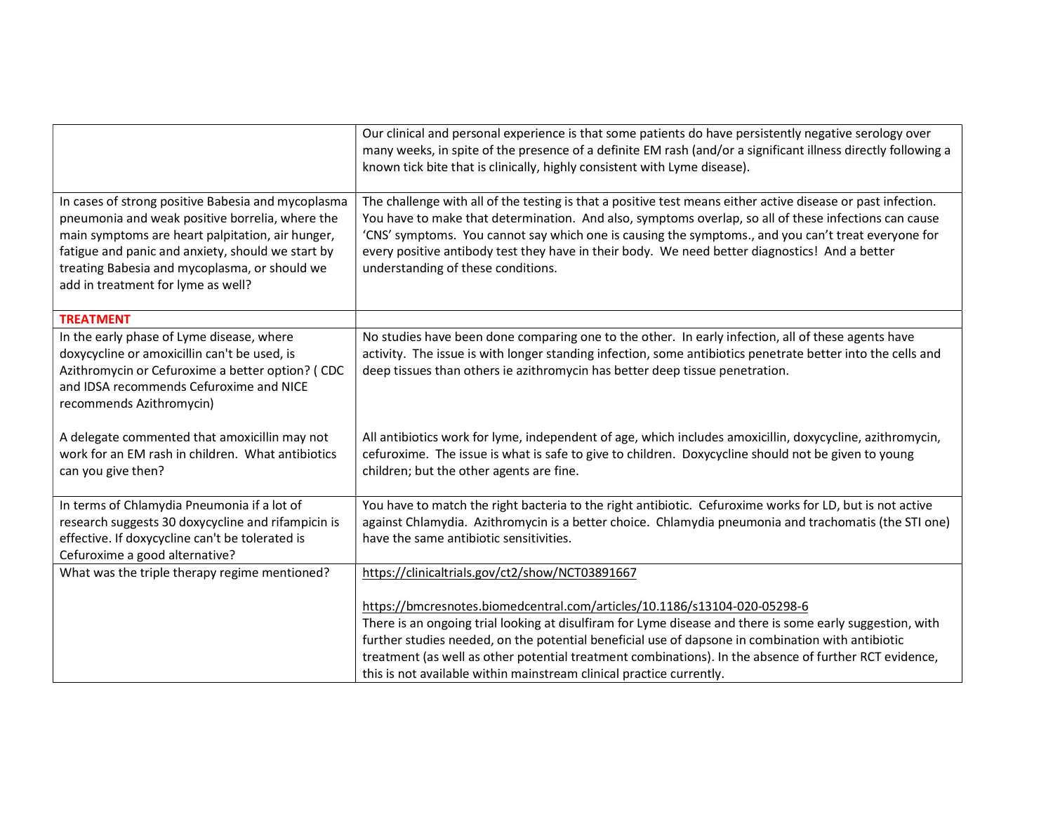| | |
|---|---|
| | Our clinical and personal experience is that some patients do have persistently negative serology over many weeks, in spite of the presence of a definite EM rash (and/or a significant illness directly following a known tick bite that is clinically, highly consistent with Lyme disease). |
| In cases of strong positive Babesia and mycoplasma pneumonia and weak positive borrelia, where the main symptoms are heart palpitation, air hunger, fatigue and panic and anxiety, should we start by treating Babesia and mycoplasma, or should we add in treatment for lyme as well? | The challenge with all of the testing is that a positive test means either active disease or past infection. You have to make that determination. And also, symptoms overlap, so all of these infections can cause 'CNS' symptoms. You cannot say which one is causing the symptoms., and you can't treat everyone for every positive antibody test they have in their body. We need better diagnostics! And a better understanding of these conditions. |
| **TREATMENT** | |
| In the early phase of Lyme disease, where doxycycline or amoxicillin can't be used, is Azithromycin or Cefuroxime a better option? ( CDC and IDSA recommends Cefuroxime and NICE recommends Azithromycin)<br><br>A delegate commented that amoxicillin may not work for an EM rash in children. What antibiotics can you give then? | No studies have been done comparing one to the other. In early infection, all of these agents have activity. The issue is with longer standing infection, some antibiotics penetrate better into the cells and deep tissues than others ie azithromycin has better deep tissue penetration.<br><br>All antibiotics work for lyme, independent of age, which includes amoxicillin, doxycycline, azithromycin, cefuroxime. The issue is what is safe to give to children. Doxycycline should not be given to young children; but the other agents are fine. |
| In terms of Chlamydia Pneumonia if a lot of research suggests 30 doxycycline and rifampicin is effective. If doxycycline can't be tolerated is Cefuroxime a good alternative? | You have to match the right bacteria to the right antibiotic. Cefuroxime works for LD, but is not active against Chlamydia. Azithromycin is a better choice. Chlamydia pneumonia and trachomatis (the STI one) have the same antibiotic sensitivities. |
| What was the triple therapy regime mentioned? | https://clinicaltrials.gov/ct2/show/NCT03891667<br><br>https://bmcresnotes.biomedcentral.com/articles/10.1186/s13104-020-05298-6<br>There is an ongoing trial looking at disulfiram for Lyme disease and there is some early suggestion, with further studies needed, on the potential beneficial use of dapsone in combination with antibiotic treatment (as well as other potential treatment combinations). In the absence of further RCT evidence, this is not available within mainstream clinical practice currently. |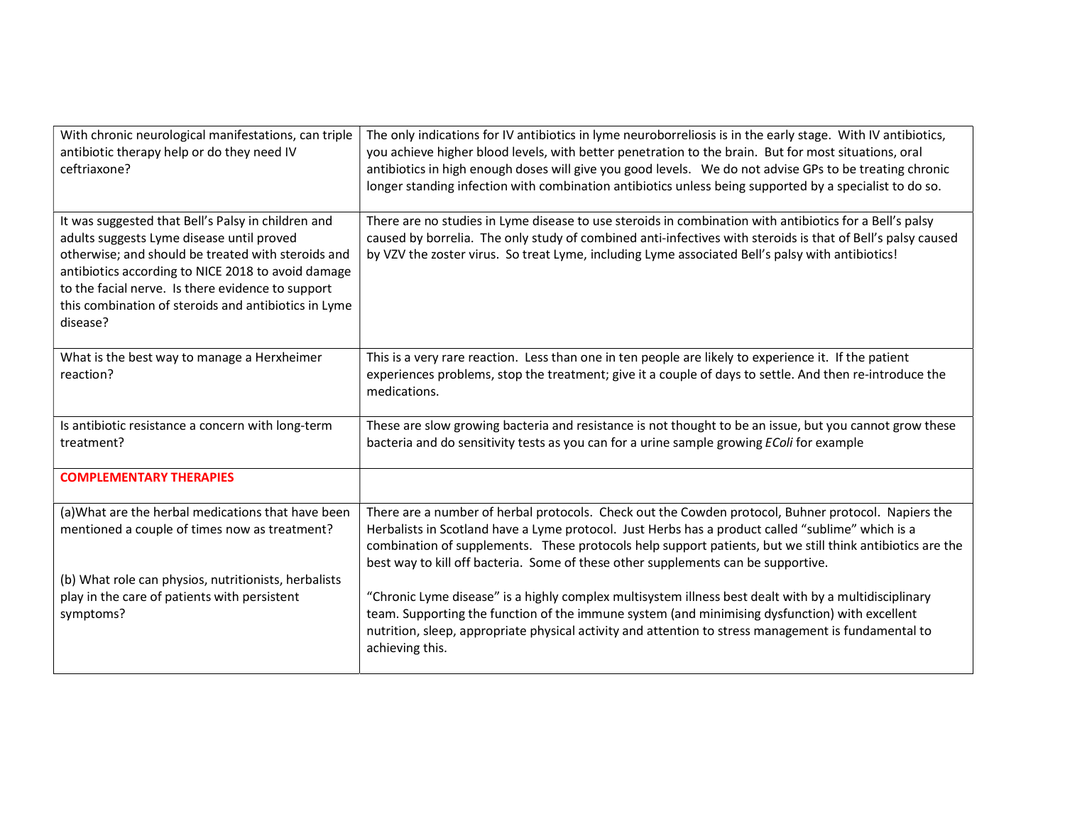| | |
|---|---|
| With chronic neurological manifestations, can triple antibiotic therapy help or do they need IV ceftriaxone? | The only indications for IV antibiotics in lyme neuroborreliosis is in the early stage. With IV antibiotics, you achieve higher blood levels, with better penetration to the brain. But for most situations, oral antibiotics in high enough doses will give you good levels. We do not advise GPs to be treating chronic longer standing infection with combination antibiotics unless being supported by a specialist to do so. |
| It was suggested that Bell's Palsy in children and adults suggests Lyme disease until proved otherwise; and should be treated with steroids and antibiotics according to NICE 2018 to avoid damage to the facial nerve. Is there evidence to support this combination of steroids and antibiotics in Lyme disease? | There are no studies in Lyme disease to use steroids in combination with antibiotics for a Bell's palsy caused by borrelia. The only study of combined anti-infectives with steroids is that of Bell's palsy caused by VZV the zoster virus. So treat Lyme, including Lyme associated Bell's palsy with antibiotics! |
| What is the best way to manage a Herxheimer reaction? | This is a very rare reaction. Less than one in ten people are likely to experience it. If the patient experiences problems, stop the treatment; give it a couple of days to settle. And then re-introduce the medications. |
| Is antibiotic resistance a concern with long-term treatment? | These are slow growing bacteria and resistance is not thought to be an issue, but you cannot grow these bacteria and do sensitivity tests as you can for a urine sample growing *EColi* for example |
| **COMPLEMENTARY THERAPIES** | |
| (a)What are the herbal medications that have been mentioned a couple of times now as treatment?<br><br>(b) What role can physios, nutritionists, herbalists play in the care of patients with persistent symptoms? | There are a number of herbal protocols. Check out the Cowden protocol, Buhner protocol. Napiers the Herbalists in Scotland have a Lyme protocol. Just Herbs has a product called "sublime" which is a combination of supplements. These protocols help support patients, but we still think antibiotics are the best way to kill off bacteria. Some of these other supplements can be supportive.<br><br>"Chronic Lyme disease" is a highly complex multisystem illness best dealt with by a multidisciplinary team. Supporting the function of the immune system (and minimising dysfunction) with excellent nutrition, sleep, appropriate physical activity and attention to stress management is fundamental to achieving this. |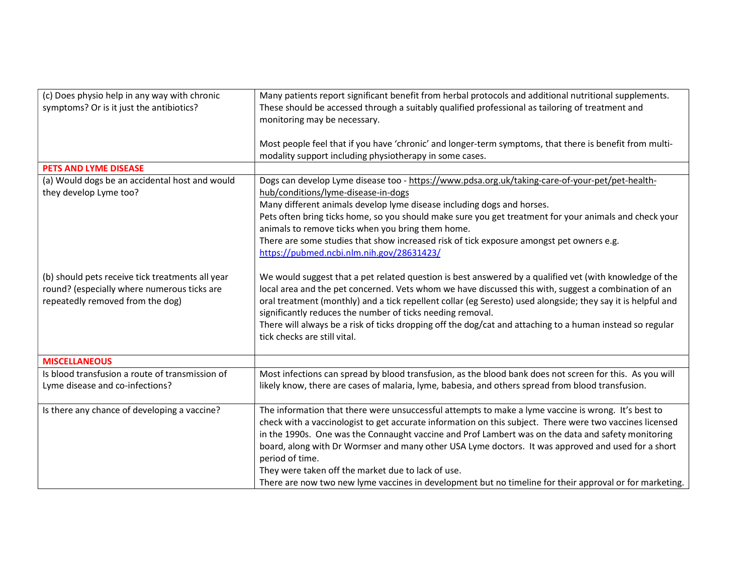| | |
|---|---|
| (c) Does physio help in any way with chronic symptoms? Or is it just the antibiotics? | Many patients report significant benefit from herbal protocols and additional nutritional supplements. These should be accessed through a suitably qualified professional as tailoring of treatment and monitoring may be necessary.<br><br>Most people feel that if you have 'chronic' and longer-term symptoms, that there is benefit from multi-modality support including physiotherapy in some cases. |
| **PETS AND LYME DISEASE** | |
| (a) Would dogs be an accidental host and would they develop Lyme too? | Dogs can develop Lyme disease too - https://www.pdsa.org.uk/taking-care-of-your-pet/pet-health-hub/conditions/lyme-disease-in-dogs<br>Many different animals develop lyme disease including dogs and horses.<br>Pets often bring ticks home, so you should make sure you get treatment for your animals and check your animals to remove ticks when you bring them home.<br>There are some studies that show increased risk of tick exposure amongst pet owners e.g. https://pubmed.ncbi.nlm.nih.gov/28631423/ |
| (b) should pets receive tick treatments all year round? (especially where numerous ticks are repeatedly removed from the dog) | We would suggest that a pet related question is best answered by a qualified vet (with knowledge of the local area and the pet concerned. Vets whom we have discussed this with, suggest a combination of an oral treatment (monthly) and a tick repellent collar (eg Seresto) used alongside; they say it is helpful and significantly reduces the number of ticks needing removal.<br>There will always be a risk of ticks dropping off the dog/cat and attaching to a human instead so regular tick checks are still vital. |
| **MISCELLANEOUS** | |
| Is blood transfusion a route of transmission of Lyme disease and co-infections? | Most infections can spread by blood transfusion, as the blood bank does not screen for this. As you will likely know, there are cases of malaria, lyme, babesia, and others spread from blood transfusion. |
| Is there any chance of developing a vaccine? | The information that there were unsuccessful attempts to make a lyme vaccine is wrong. It's best to check with a vaccinologist to get accurate information on this subject. There were two vaccines licensed in the 1990s. One was the Connaught vaccine and Prof Lambert was on the data and safety monitoring board, along with Dr Wormser and many other USA Lyme doctors. It was approved and used for a short period of time.<br>They were taken off the market due to lack of use.<br>There are now two new lyme vaccines in development but no timeline for their approval or for marketing. |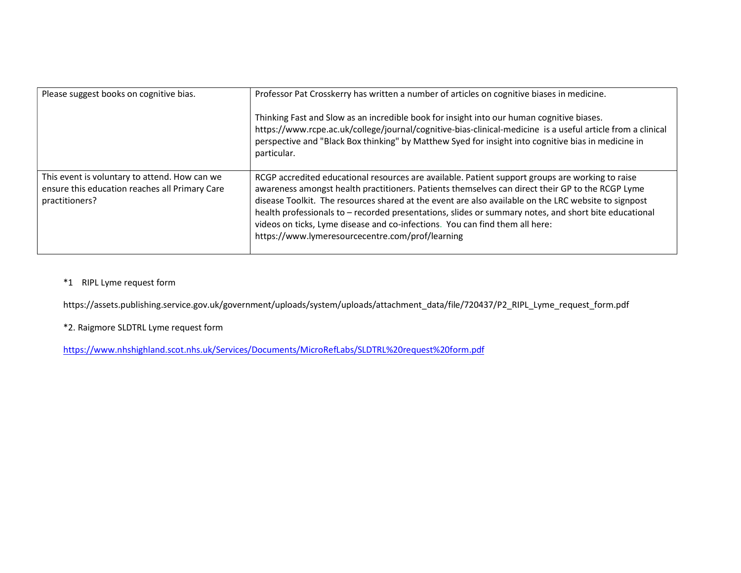| | |
|---|---|
| Please suggest books on cognitive bias. | Professor Pat Crosskerry has written a number of articles on cognitive biases in medicine.<br><br>Thinking Fast and Slow as an incredible book for insight into our human cognitive biases. https://www.rcpe.ac.uk/college/journal/cognitive-bias-clinical-medicine is a useful article from a clinical perspective and "Black Box thinking" by Matthew Syed for insight into cognitive bias in medicine in particular. |
| This event is voluntary to attend. How can we ensure this education reaches all Primary Care practitioners? | RCGP accredited educational resources are available. Patient support groups are working to raise awareness amongst health practitioners. Patients themselves can direct their GP to the RCGP Lyme disease Toolkit. The resources shared at the event are also available on the LRC website to signpost health professionals to – recorded presentations, slides or summary notes, and short bite educational videos on ticks, Lyme disease and co-infections. You can find them all here: https://www.lymeresourcecentre.com/prof/learning |

*1 RIPL Lyme request form

https://assets.publishing.service.gov.uk/government/uploads/system/uploads/attachment_data/file/720437/P2_RIPL_Lyme_request_form.pdf

*2. Raigmore SLDTRL Lyme request form

https://www.nhshighland.scot.nhs.uk/Services/Documents/MicroRefLabs/SLDTRL%20request%20form.pdf